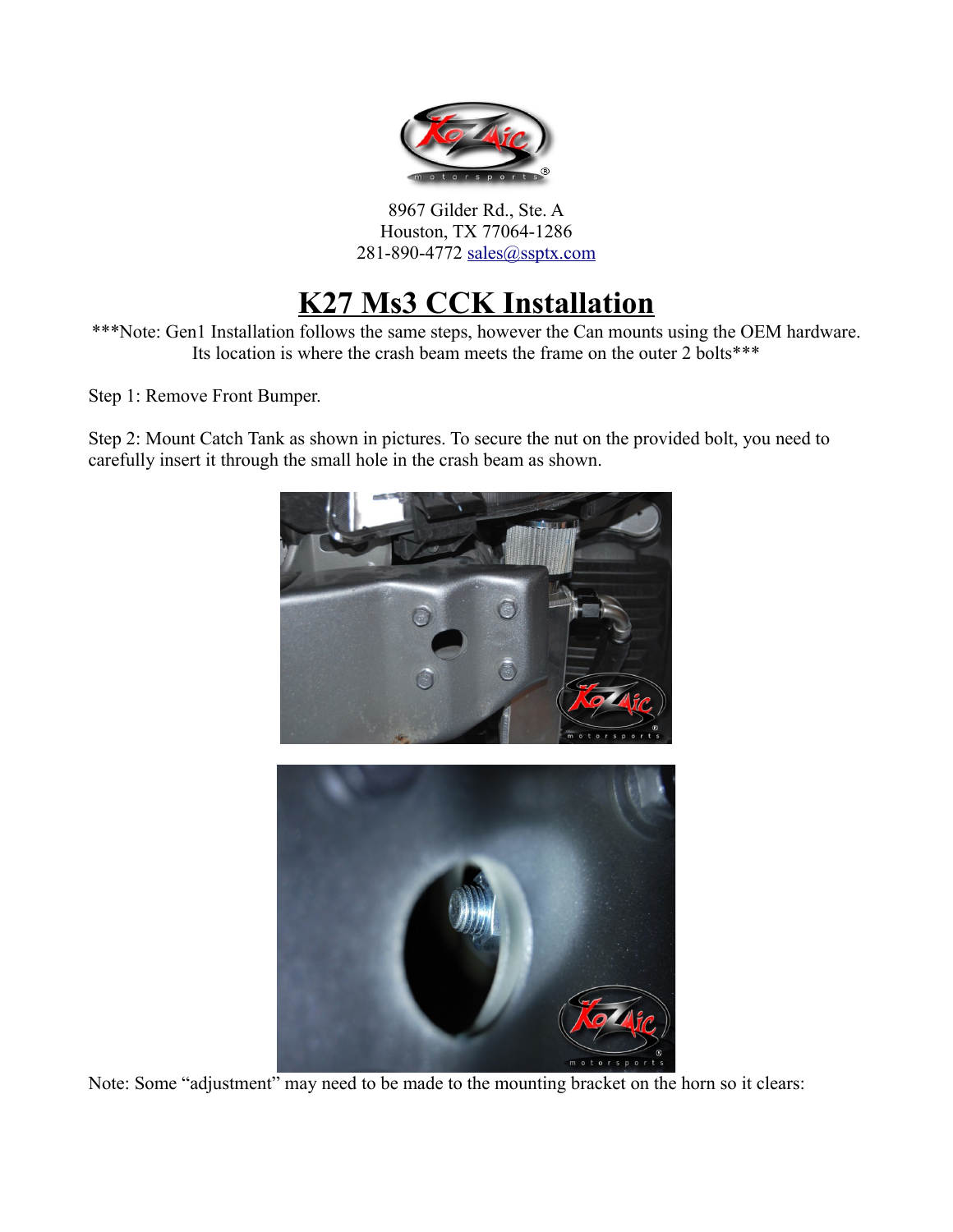8967 Gilder Rd., Ste. A
Houston, TX 77064-1286
281-890-4772 sales@ssptx.com

# K27 Ms3 CCK Installation

***Note: Gen1 Installation follows the same steps, however the Can mounts using the OEM hardware. Its location is where the crash beam meets the frame on the outer 2 bolts***

Step 1: Remove Front Bumper.

Step 2: Mount Catch Tank as shown in pictures. To secure the nut on the provided bolt, you need to carefully insert it through the small hole in the crash beam as shown.

Note: Some "adjustment" may need to be made to the mounting bracket on the horn so it clears: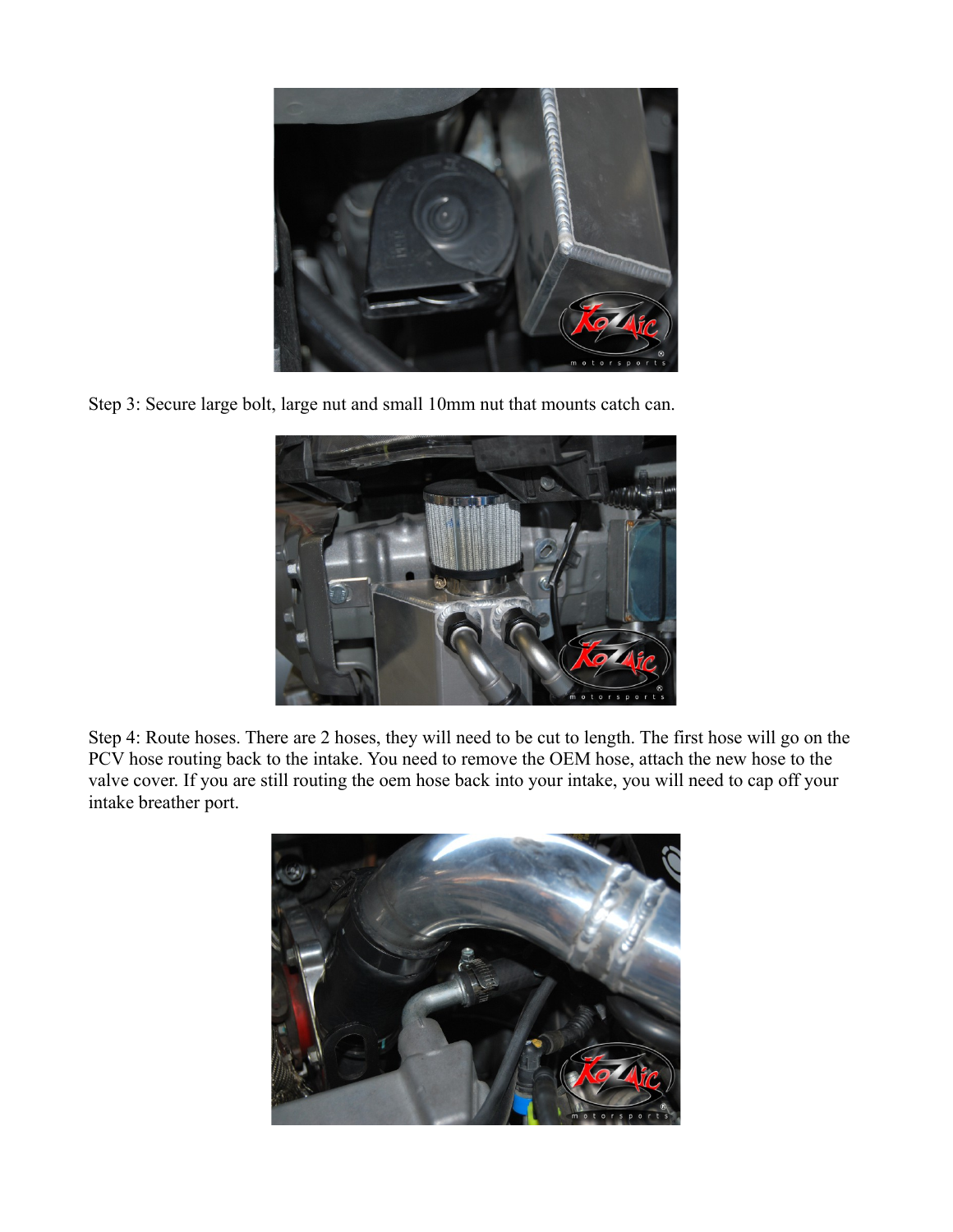Step 3: Secure large bolt, large nut and small 10mm nut that mounts catch can.

Step 4: Route hoses. There are 2 hoses, they will need to be cut to length. The first hose will go on the PCV hose routing back to the intake. You need to remove the OEM hose, attach the new hose to the valve cover. If you are still routing the oem hose back into your intake, you will need to cap off your intake breather port.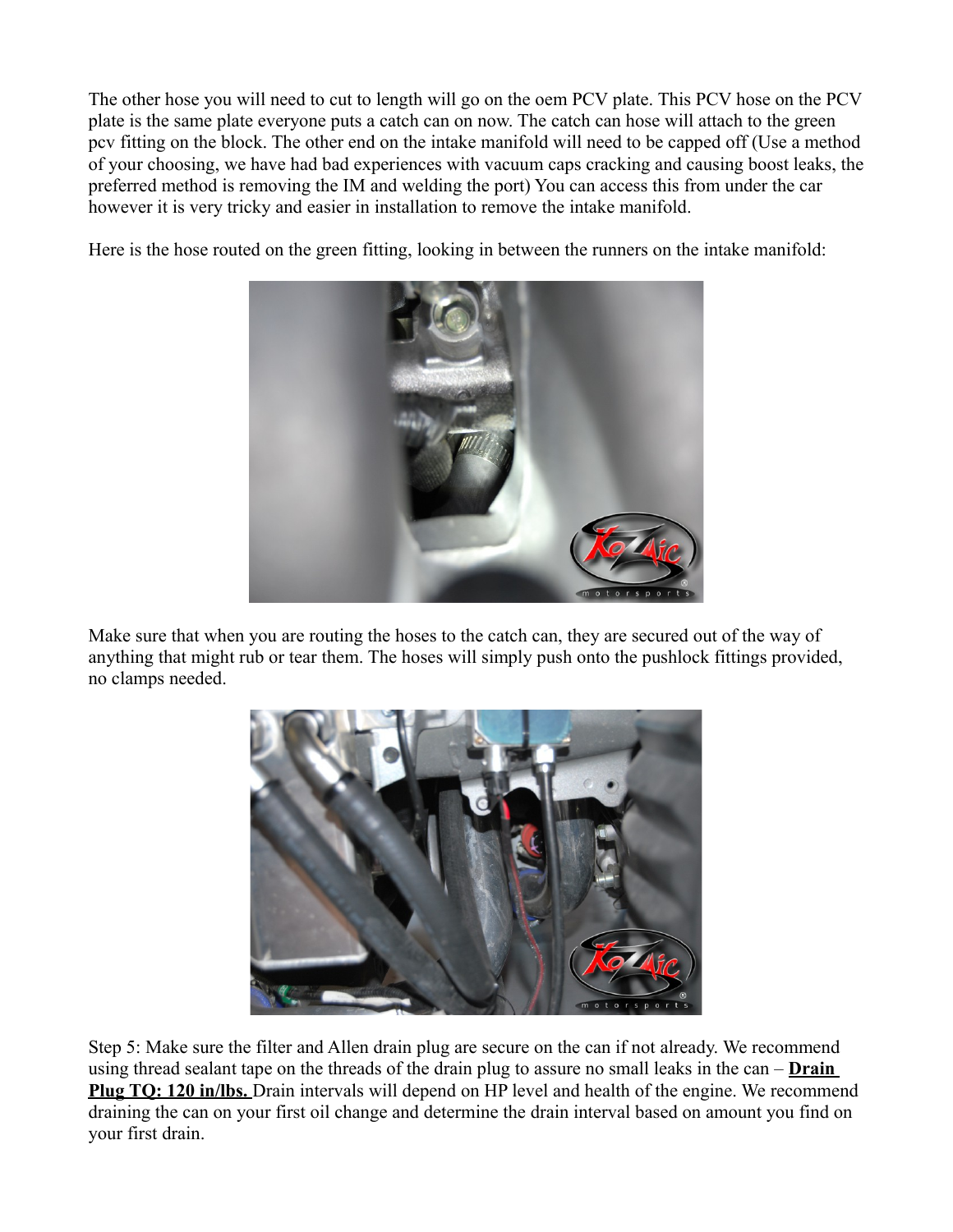The other hose you will need to cut to length will go on the oem PCV plate. This PCV hose on the PCV plate is the same plate everyone puts a catch can on now. The catch can hose will attach to the green pcv fitting on the block. The other end on the intake manifold will need to be capped off (Use a method of your choosing, we have had bad experiences with vacuum caps cracking and causing boost leaks, the preferred method is removing the IM and welding the port) You can access this from under the car however it is very tricky and easier in installation to remove the intake manifold.

Here is the hose routed on the green fitting, looking in between the runners on the intake manifold:

Make sure that when you are routing the hoses to the catch can, they are secured out of the way of anything that might rub or tear them. The hoses will simply push onto the pushlock fittings provided, no clamps needed.

Step 5: Make sure the filter and Allen drain plug are secure on the can if not already. We recommend using thread sealant tape on the threads of the drain plug to assure no small leaks in the can – **Drain Plug TQ: 120 in/lbs.** Drain intervals will depend on HP level and health of the engine. We recommend draining the can on your first oil change and determine the drain interval based on amount you find on your first drain.